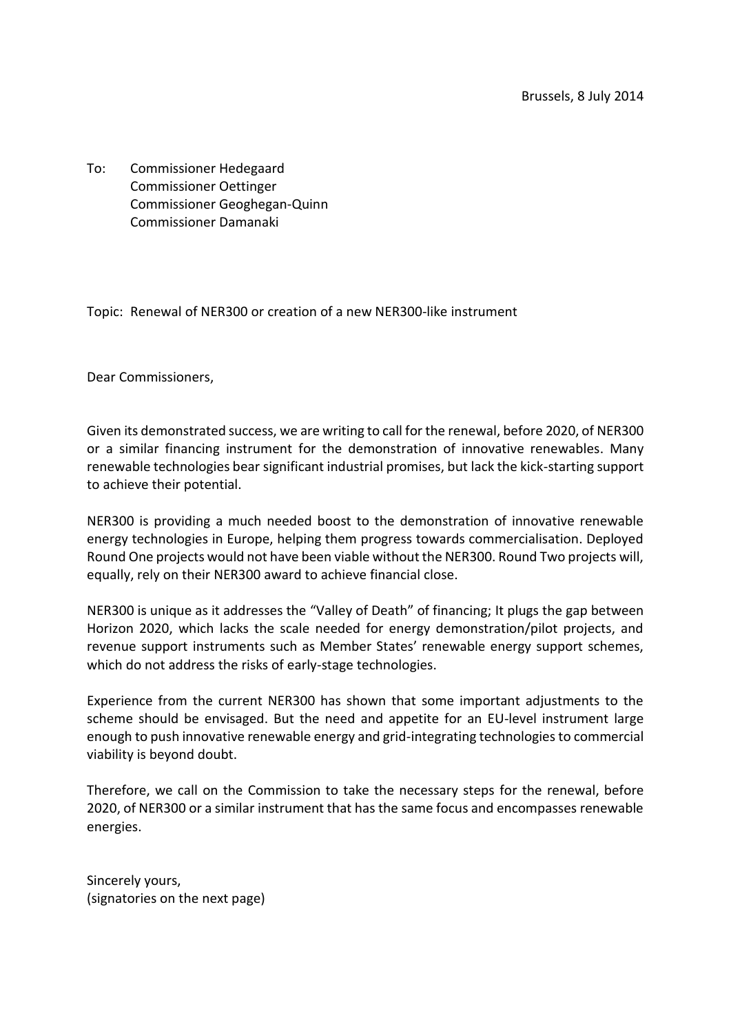Brussels, 8 July 2014

To: Commissioner Hedegaard
Commissioner Oettinger
Commissioner Geoghegan-Quinn
Commissioner Damanaki

Topic: Renewal of NER300 or creation of a new NER300-like instrument

Dear Commissioners,

Given its demonstrated success, we are writing to call for the renewal, before 2020, of NER300 or a similar financing instrument for the demonstration of innovative renewables. Many renewable technologies bear significant industrial promises, but lack the kick-starting support to achieve their potential.

NER300 is providing a much needed boost to the demonstration of innovative renewable energy technologies in Europe, helping them progress towards commercialisation. Deployed Round One projects would not have been viable without the NER300. Round Two projects will, equally, rely on their NER300 award to achieve financial close.

NER300 is unique as it addresses the "Valley of Death" of financing; It plugs the gap between Horizon 2020, which lacks the scale needed for energy demonstration/pilot projects, and revenue support instruments such as Member States' renewable energy support schemes, which do not address the risks of early-stage technologies.

Experience from the current NER300 has shown that some important adjustments to the scheme should be envisaged. But the need and appetite for an EU-level instrument large enough to push innovative renewable energy and grid-integrating technologies to commercial viability is beyond doubt.

Therefore, we call on the Commission to take the necessary steps for the renewal, before 2020, of NER300 or a similar instrument that has the same focus and encompasses renewable energies.

Sincerely yours,
(signatories on the next page)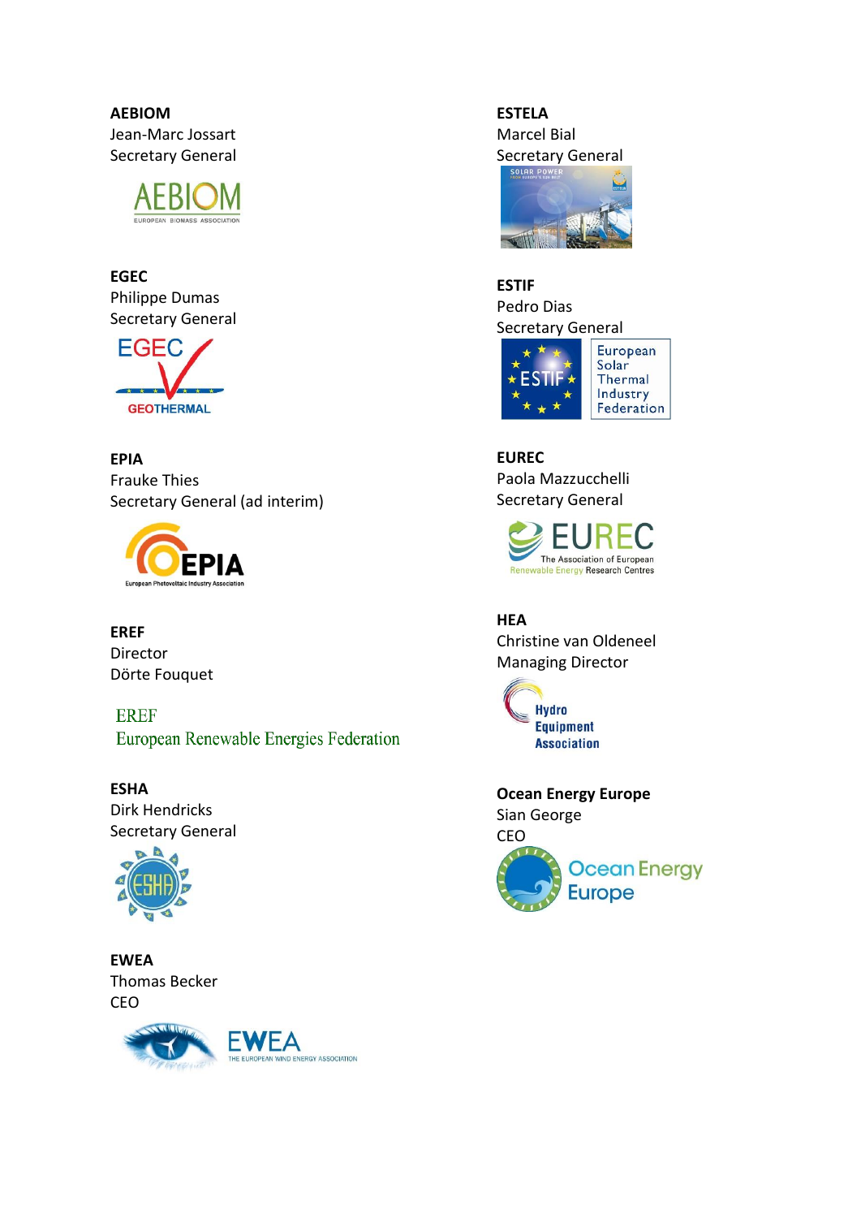**AEBIOM**
Jean-Marc Jossart
Secretary General

**EGEC**
Philippe Dumas
Secretary General

**EPIA**
Frauke Thies
Secretary General (ad interim)

**EREF**
Director
Dörte Fouquet

**ESHA**
Dirk Hendricks
Secretary General

**EWEA**
Thomas Becker
CEO

**ESTELA**
Marcel Bial
Secretary General

**ESTIF**
Pedro Dias
Secretary General

**EUREC**
Paola Mazzucchelli
Secretary General

**HEA**
Christine van Oldeneel
Managing Director

**Ocean Energy Europe**
Sian George
CEO